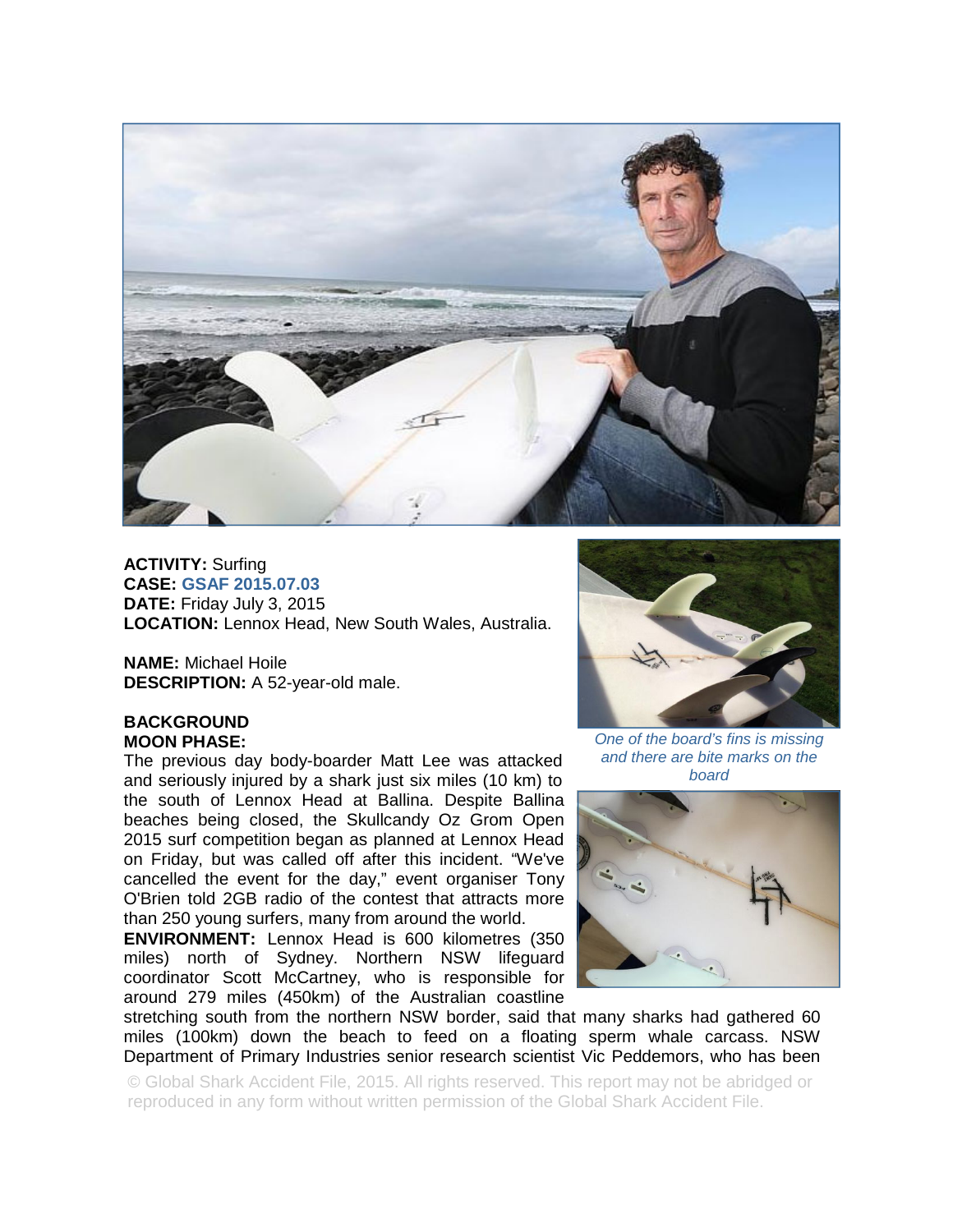**ACTIVITY:** Surfing
**CASE:** GSAF 2015.07.03
**DATE:** Friday July 3, 2015
**LOCATION:** Lennox Head, New South Wales, Australia.

**NAME:** Michael Hoile
**DESCRIPTION:** A 52-year-old male.

**BACKGROUND**
**MOON PHASE:**

The previous day body-boarder Matt Lee was attacked and seriously injured by a shark just six miles (10 km) to the south of Lennox Head at Ballina. Despite Ballina beaches being closed, the Skullcandy Oz Grom Open 2015 surf competition began as planned at Lennox Head on Friday, but was called off after this incident. "We've cancelled the event for the day," event organiser Tony O'Brien told 2GB radio of the contest that attracts more than 250 young surfers, many from around the world.

**ENVIRONMENT:** Lennox Head is 600 kilometres (350 miles) north of Sydney. Northern NSW lifeguard coordinator Scott McCartney, who is responsible for around 279 miles (450km) of the Australian coastline stretching south from the northern NSW border, said that many sharks had gathered 60 miles (100km) down the beach to feed on a floating sperm whale carcass. NSW Department of Primary Industries senior research scientist Vic Peddemors, who has been

*One of the board's fins is missing and there are bite marks on the board*

© Global Shark Accident File, 2015. All rights reserved. This report may not be abridged or reproduced in any form without written permission of the Global Shark Accident File.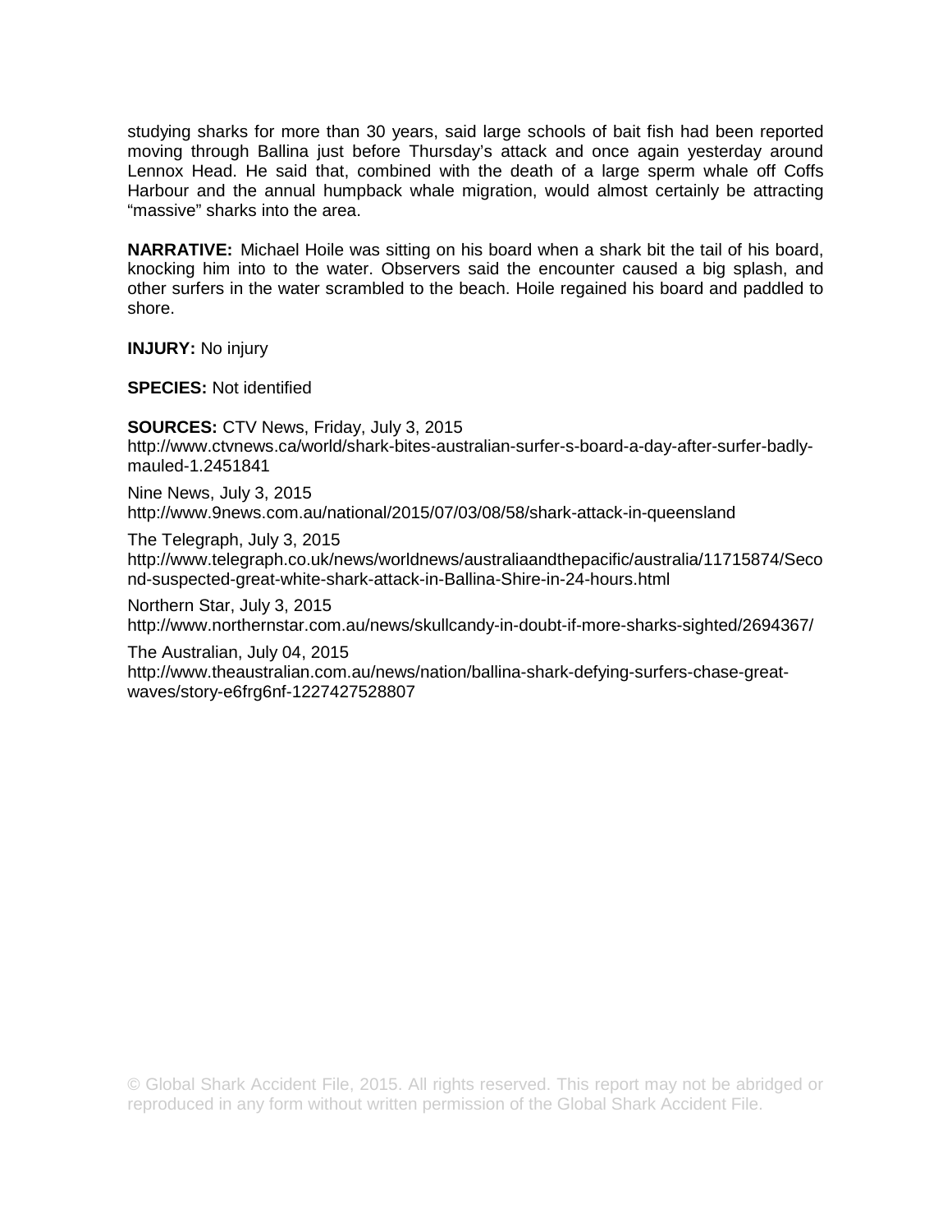studying sharks for more than 30 years, said large schools of bait fish had been reported moving through Ballina just before Thursday's attack and once again yesterday around Lennox Head. He said that, combined with the death of a large sperm whale off Coffs Harbour and the annual humpback whale migration, would almost certainly be attracting "massive" sharks into the area.

**NARRATIVE:** Michael Hoile was sitting on his board when a shark bit the tail of his board, knocking him into to the water. Observers said the encounter caused a big splash, and other surfers in the water scrambled to the beach. Hoile regained his board and paddled to shore.

**INJURY:** No injury

**SPECIES:** Not identified

**SOURCES:** CTV News, Friday, July 3, 2015
http://www.ctvnews.ca/world/shark-bites-australian-surfer-s-board-a-day-after-surfer-badly-mauled-1.2451841

Nine News, July 3, 2015
http://www.9news.com.au/national/2015/07/03/08/58/shark-attack-in-queensland

The Telegraph, July 3, 2015
http://www.telegraph.co.uk/news/worldnews/australiaandthepacific/australia/11715874/Second-suspected-great-white-shark-attack-in-Ballina-Shire-in-24-hours.html

Northern Star, July 3, 2015
http://www.northernstar.com.au/news/skullcandy-in-doubt-if-more-sharks-sighted/2694367/

The Australian, July 04, 2015
http://www.theaustralian.com.au/news/nation/ballina-shark-defying-surfers-chase-great-waves/story-e6frg6nf-1227427528807

© Global Shark Accident File, 2015. All rights reserved. This report may not be abridged or reproduced in any form without written permission of the Global Shark Accident File.